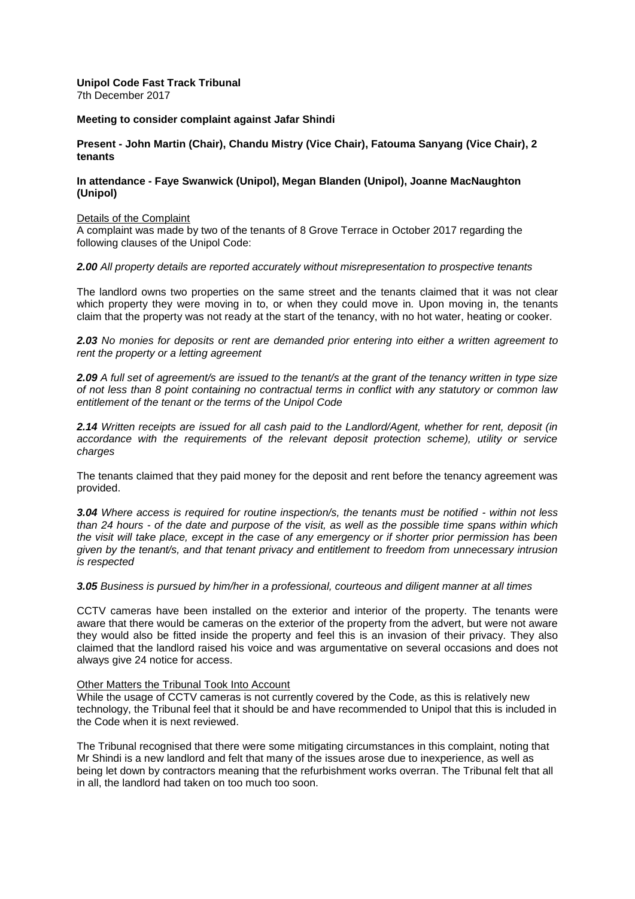**Unipol Code Fast Track Tribunal**
7th December 2017

**Meeting to consider complaint against Jafar Shindi**

**Present - John Martin (Chair), Chandu Mistry (Vice Chair), Fatouma Sanyang (Vice Chair), 2 tenants**

**In attendance - Faye Swanwick (Unipol), Megan Blanden (Unipol), Joanne MacNaughton (Unipol)**

Details of the Complaint

A complaint was made by two of the tenants of 8 Grove Terrace in October 2017 regarding the following clauses of the Unipol Code:

***2.00*** *All property details are reported accurately without misrepresentation to prospective tenants*

The landlord owns two properties on the same street and the tenants claimed that it was not clear which property they were moving in to, or when they could move in. Upon moving in, the tenants claim that the property was not ready at the start of the tenancy, with no hot water, heating or cooker.

***2.03*** *No monies for deposits or rent are demanded prior entering into either a written agreement to rent the property or a letting agreement*

***2.09*** *A full set of agreement/s are issued to the tenant/s at the grant of the tenancy written in type size of not less than 8 point containing no contractual terms in conflict with any statutory or common law entitlement of the tenant or the terms of the Unipol Code*

***2.14*** *Written receipts are issued for all cash paid to the Landlord/Agent, whether for rent, deposit (in accordance with the requirements of the relevant deposit protection scheme), utility or service charges*

The tenants claimed that they paid money for the deposit and rent before the tenancy agreement was provided.

***3.04*** *Where access is required for routine inspection/s, the tenants must be notified - within not less than 24 hours - of the date and purpose of the visit, as well as the possible time spans within which the visit will take place, except in the case of any emergency or if shorter prior permission has been given by the tenant/s, and that tenant privacy and entitlement to freedom from unnecessary intrusion is respected*

***3.05*** *Business is pursued by him/her in a professional, courteous and diligent manner at all times*

CCTV cameras have been installed on the exterior and interior of the property. The tenants were aware that there would be cameras on the exterior of the property from the advert, but were not aware they would also be fitted inside the property and feel this is an invasion of their privacy. They also claimed that the landlord raised his voice and was argumentative on several occasions and does not always give 24 notice for access.

Other Matters the Tribunal Took Into Account

While the usage of CCTV cameras is not currently covered by the Code, as this is relatively new technology, the Tribunal feel that it should be and have recommended to Unipol that this is included in the Code when it is next reviewed.

The Tribunal recognised that there were some mitigating circumstances in this complaint, noting that Mr Shindi is a new landlord and felt that many of the issues arose due to inexperience, as well as being let down by contractors meaning that the refurbishment works overran. The Tribunal felt that all in all, the landlord had taken on too much too soon.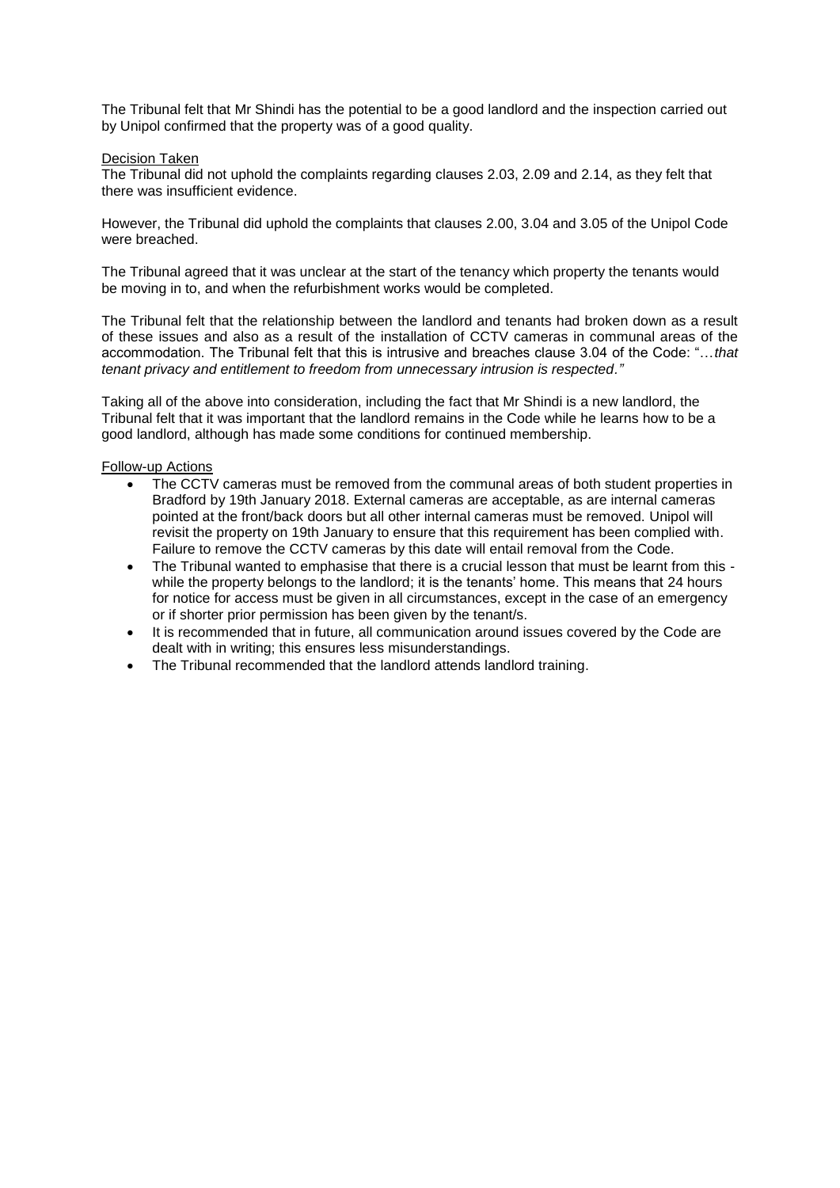The Tribunal felt that Mr Shindi has the potential to be a good landlord and the inspection carried out by Unipol confirmed that the property was of a good quality.

Decision Taken

The Tribunal did not uphold the complaints regarding clauses 2.03, 2.09 and 2.14, as they felt that there was insufficient evidence.

However, the Tribunal did uphold the complaints that clauses 2.00, 3.04 and 3.05 of the Unipol Code were breached.

The Tribunal agreed that it was unclear at the start of the tenancy which property the tenants would be moving in to, and when the refurbishment works would be completed.

The Tribunal felt that the relationship between the landlord and tenants had broken down as a result of these issues and also as a result of the installation of CCTV cameras in communal areas of the accommodation. The Tribunal felt that this is intrusive and breaches clause 3.04 of the Code: "…*that tenant privacy and entitlement to freedom from unnecessary intrusion is respected."*

Taking all of the above into consideration, including the fact that Mr Shindi is a new landlord, the Tribunal felt that it was important that the landlord remains in the Code while he learns how to be a good landlord, although has made some conditions for continued membership.

Follow-up Actions

- The CCTV cameras must be removed from the communal areas of both student properties in Bradford by 19th January 2018. External cameras are acceptable, as are internal cameras pointed at the front/back doors but all other internal cameras must be removed. Unipol will revisit the property on 19th January to ensure that this requirement has been complied with. Failure to remove the CCTV cameras by this date will entail removal from the Code.
- The Tribunal wanted to emphasise that there is a crucial lesson that must be learnt from this - while the property belongs to the landlord; it is the tenants' home. This means that 24 hours for notice for access must be given in all circumstances, except in the case of an emergency or if shorter prior permission has been given by the tenant/s.
- It is recommended that in future, all communication around issues covered by the Code are dealt with in writing; this ensures less misunderstandings.
- The Tribunal recommended that the landlord attends landlord training.